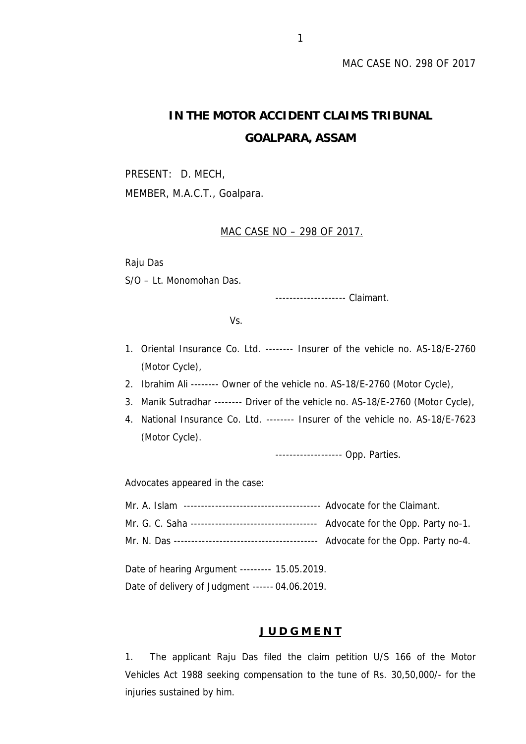MAC CASE NO. 298 OF 2017

# IN THE MOTOR ACCIDENT CLAIMS TRIBUNAL
## GOALPARA, ASSAM

PRESENT: D. MECH,
MEMBER, M.A.C.T., Goalpara.

MAC CASE NO – 298 OF 2017.

Raju Das
S/O – Lt. Monomohan Das.

-------------------- Claimant.

Vs.

1. Oriental Insurance Co. Ltd. -------- Insurer of the vehicle no. AS-18/E-2760 (Motor Cycle),
2. Ibrahim Ali -------- Owner of the vehicle no. AS-18/E-2760 (Motor Cycle),
3. Manik Sutradhar -------- Driver of the vehicle no. AS-18/E-2760 (Motor Cycle),
4. National Insurance Co. Ltd. -------- Insurer of the vehicle no. AS-18/E-7623 (Motor Cycle).

------------------- Opp. Parties.

Advocates appeared in the case:

Mr. A. Islam --------------------------------------- Advocate for the Claimant.
Mr. G. C. Saha ----------------------------------- Advocate for the Opp. Party no-1.
Mr. N. Das ---------------------------------------- Advocate for the Opp. Party no-4.

Date of hearing Argument --------- 15.05.2019.
Date of delivery of Judgment ------ 04.06.2019.

## J U D G M E N T

1. The applicant Raju Das filed the claim petition U/S 166 of the Motor Vehicles Act 1988 seeking compensation to the tune of Rs. 30,50,000/- for the injuries sustained by him.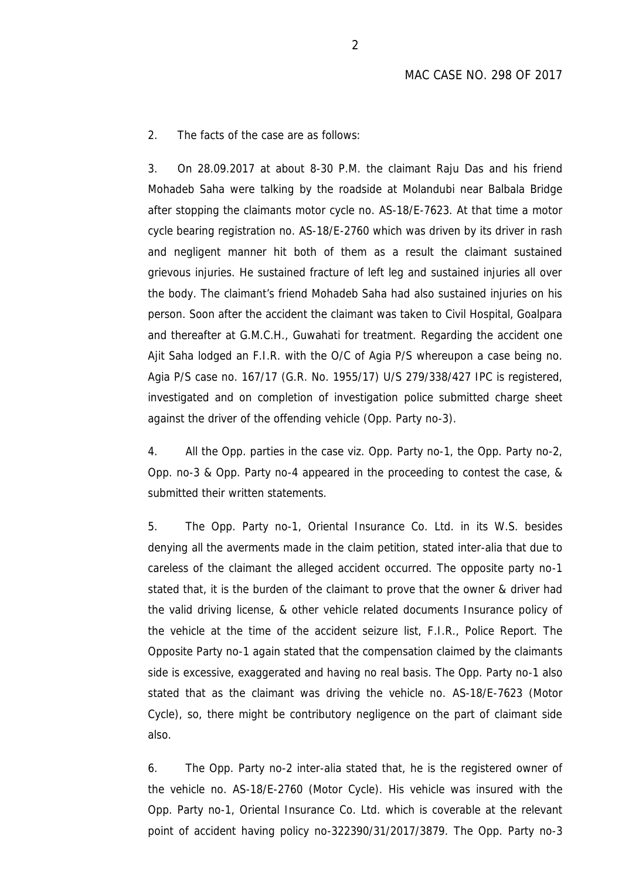2. The facts of the case are as follows:

3. On 28.09.2017 at about 8-30 P.M. the claimant Raju Das and his friend Mohadeb Saha were talking by the roadside at Molandubi near Balbala Bridge after stopping the claimants motor cycle no. AS-18/E-7623. At that time a motor cycle bearing registration no. AS-18/E-2760 which was driven by its driver in rash and negligent manner hit both of them as a result the claimant sustained grievous injuries. He sustained fracture of left leg and sustained injuries all over the body. The claimant's friend Mohadeb Saha had also sustained injuries on his person. Soon after the accident the claimant was taken to Civil Hospital, Goalpara and thereafter at G.M.C.H., Guwahati for treatment. Regarding the accident one Ajit Saha lodged an F.I.R. with the O/C of Agia P/S whereupon a case being no. Agia P/S case no. 167/17 (G.R. No. 1955/17) U/S 279/338/427 IPC is registered, investigated and on completion of investigation police submitted charge sheet against the driver of the offending vehicle (Opp. Party no-3).

4. All the Opp. parties in the case viz. Opp. Party no-1, the Opp. Party no-2, Opp. no-3 & Opp. Party no-4 appeared in the proceeding to contest the case, & submitted their written statements.

5. The Opp. Party no-1, Oriental Insurance Co. Ltd. in its W.S. besides denying all the averments made in the claim petition, stated inter-alia that due to careless of the claimant the alleged accident occurred. The opposite party no-1 stated that, it is the burden of the claimant to prove that the owner & driver had the valid driving license, & other vehicle related documents Insurance policy of the vehicle at the time of the accident seizure list, F.I.R., Police Report. The Opposite Party no-1 again stated that the compensation claimed by the claimants side is excessive, exaggerated and having no real basis. The Opp. Party no-1 also stated that as the claimant was driving the vehicle no. AS-18/E-7623 (Motor Cycle), so, there might be contributory negligence on the part of claimant side also.

6. The Opp. Party no-2 inter-alia stated that, he is the registered owner of the vehicle no. AS-18/E-2760 (Motor Cycle). His vehicle was insured with the Opp. Party no-1, Oriental Insurance Co. Ltd. which is coverable at the relevant point of accident having policy no-322390/31/2017/3879. The Opp. Party no-3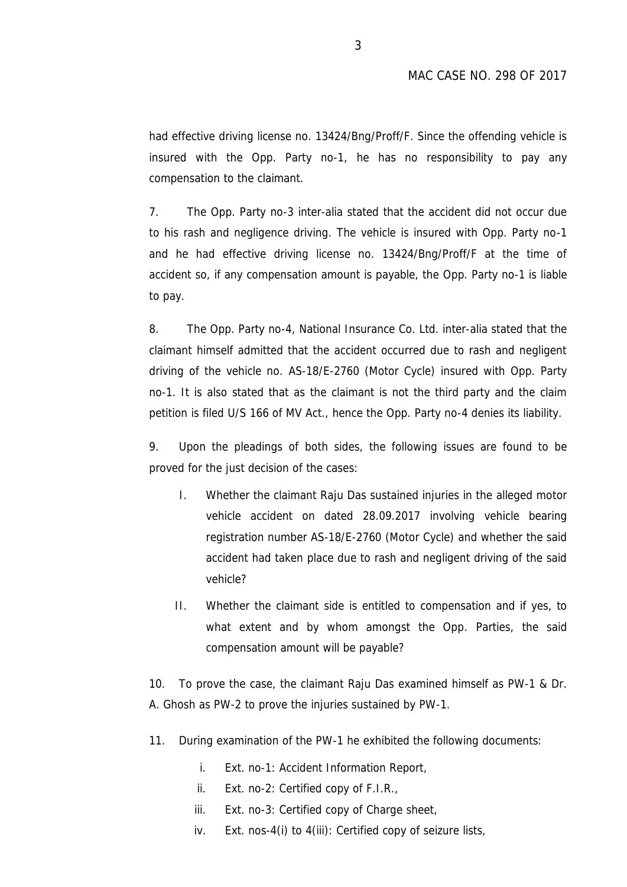had effective driving license no. 13424/Bng/Proff/F. Since the offending vehicle is insured with the Opp. Party no-1, he has no responsibility to pay any compensation to the claimant.

7. The Opp. Party no-3 inter-alia stated that the accident did not occur due to his rash and negligence driving. The vehicle is insured with Opp. Party no-1 and he had effective driving license no. 13424/Bng/Proff/F at the time of accident so, if any compensation amount is payable, the Opp. Party no-1 is liable to pay.

8. The Opp. Party no-4, National Insurance Co. Ltd. inter-alia stated that the claimant himself admitted that the accident occurred due to rash and negligent driving of the vehicle no. AS-18/E-2760 (Motor Cycle) insured with Opp. Party no-1. It is also stated that as the claimant is not the third party and the claim petition is filed U/S 166 of MV Act., hence the Opp. Party no-4 denies its liability.

9. Upon the pleadings of both sides, the following issues are found to be proved for the just decision of the cases:

I. Whether the claimant Raju Das sustained injuries in the alleged motor vehicle accident on dated 28.09.2017 involving vehicle bearing registration number AS-18/E-2760 (Motor Cycle) and whether the said accident had taken place due to rash and negligent driving of the said vehicle?

II. Whether the claimant side is entitled to compensation and if yes, to what extent and by whom amongst the Opp. Parties, the said compensation amount will be payable?

10. To prove the case, the claimant Raju Das examined himself as PW-1 & Dr. A. Ghosh as PW-2 to prove the injuries sustained by PW-1.

11. During examination of the PW-1 he exhibited the following documents:

i. Ext. no-1: Accident Information Report,
ii. Ext. no-2: Certified copy of F.I.R.,
iii. Ext. no-3: Certified copy of Charge sheet,
iv. Ext. nos-4(i) to 4(iii): Certified copy of seizure lists,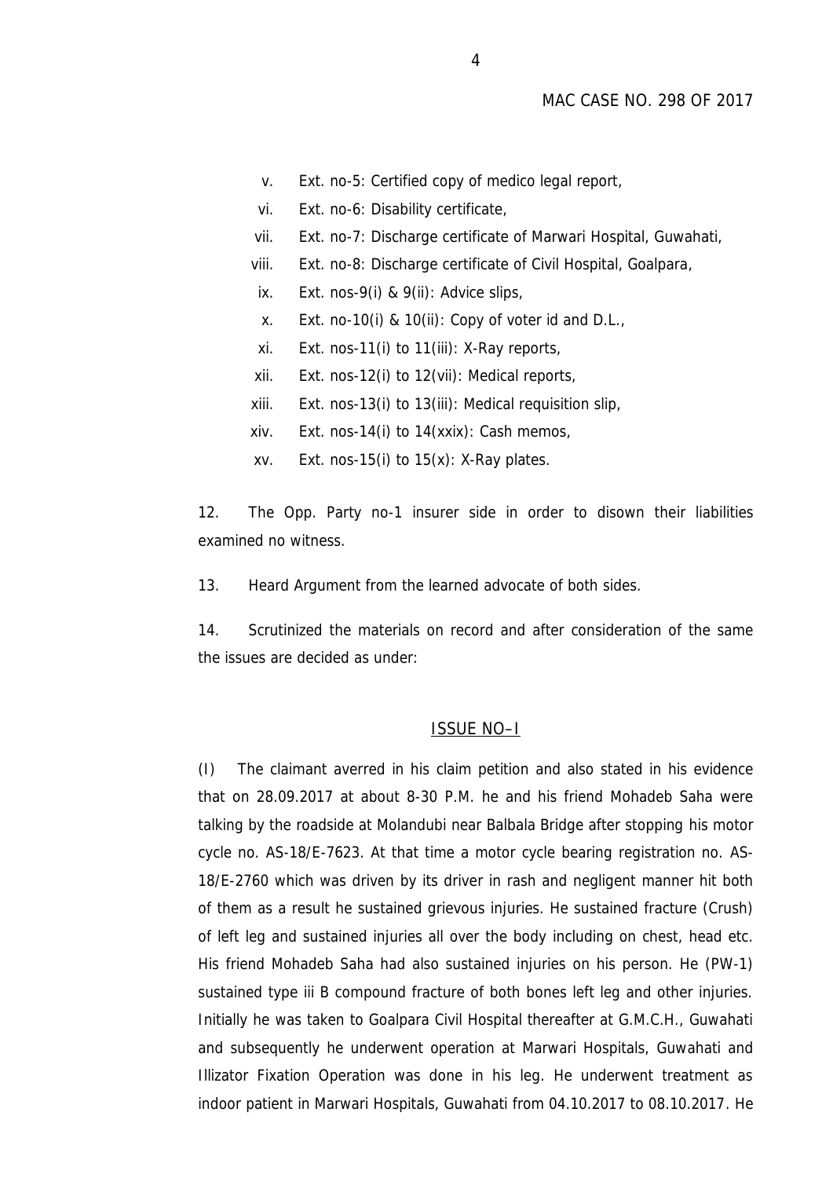v. Ext. no-5: Certified copy of medico legal report,

vi. Ext. no-6: Disability certificate,

vii. Ext. no-7: Discharge certificate of Marwari Hospital, Guwahati,

viii. Ext. no-8: Discharge certificate of Civil Hospital, Goalpara,

ix. Ext. nos-9(i) & 9(ii): Advice slips,

x. Ext. no-10(i) & 10(ii): Copy of voter id and D.L.,

xi. Ext. nos-11(i) to 11(iii): X-Ray reports,

xii. Ext. nos-12(i) to 12(vii): Medical reports,

xiii. Ext. nos-13(i) to 13(iii): Medical requisition slip,

xiv. Ext. nos-14(i) to 14(xxix): Cash memos,

xv. Ext. nos-15(i) to 15(x): X-Ray plates.

12. The Opp. Party no-1 insurer side in order to disown their liabilities examined no witness.

13. Heard Argument from the learned advocate of both sides.

14. Scrutinized the materials on record and after consideration of the same the issues are decided as under:

## ISSUE NO–I

(I) The claimant averred in his claim petition and also stated in his evidence that on 28.09.2017 at about 8-30 P.M. he and his friend Mohadeb Saha were talking by the roadside at Molandubi near Balbala Bridge after stopping his motor cycle no. AS-18/E-7623. At that time a motor cycle bearing registration no. AS-18/E-2760 which was driven by its driver in rash and negligent manner hit both of them as a result he sustained grievous injuries. He sustained fracture (Crush) of left leg and sustained injuries all over the body including on chest, head etc. His friend Mohadeb Saha had also sustained injuries on his person. He (PW-1) sustained type iii B compound fracture of both bones left leg and other injuries. Initially he was taken to Goalpara Civil Hospital thereafter at G.M.C.H., Guwahati and subsequently he underwent operation at Marwari Hospitals, Guwahati and Illizator Fixation Operation was done in his leg. He underwent treatment as indoor patient in Marwari Hospitals, Guwahati from 04.10.2017 to 08.10.2017. He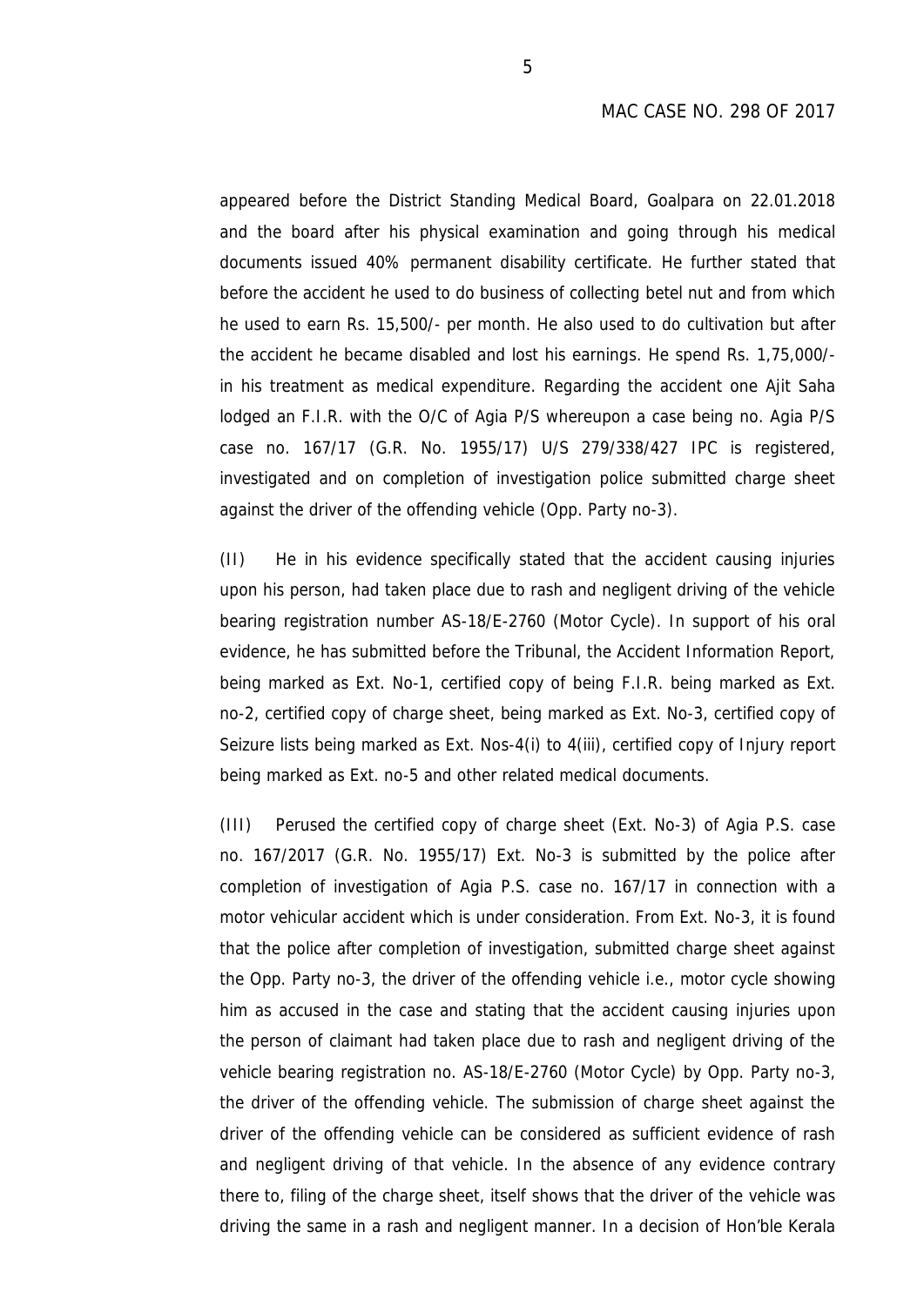appeared before the District Standing Medical Board, Goalpara on 22.01.2018 and the board after his physical examination and going through his medical documents issued 40% permanent disability certificate. He further stated that before the accident he used to do business of collecting betel nut and from which he used to earn Rs. 15,500/- per month. He also used to do cultivation but after the accident he became disabled and lost his earnings. He spend Rs. 1,75,000/- in his treatment as medical expenditure. Regarding the accident one Ajit Saha lodged an F.I.R. with the O/C of Agia P/S whereupon a case being no. Agia P/S case no. 167/17 (G.R. No. 1955/17) U/S 279/338/427 IPC is registered, investigated and on completion of investigation police submitted charge sheet against the driver of the offending vehicle (Opp. Party no-3).

(II) He in his evidence specifically stated that the accident causing injuries upon his person, had taken place due to rash and negligent driving of the vehicle bearing registration number AS-18/E-2760 (Motor Cycle). In support of his oral evidence, he has submitted before the Tribunal, the Accident Information Report, being marked as Ext. No-1, certified copy of being F.I.R. being marked as Ext. no-2, certified copy of charge sheet, being marked as Ext. No-3, certified copy of Seizure lists being marked as Ext. Nos-4(i) to 4(iii), certified copy of Injury report being marked as Ext. no-5 and other related medical documents.

(III) Perused the certified copy of charge sheet (Ext. No-3) of Agia P.S. case no. 167/2017 (G.R. No. 1955/17) Ext. No-3 is submitted by the police after completion of investigation of Agia P.S. case no. 167/17 in connection with a motor vehicular accident which is under consideration. From Ext. No-3, it is found that the police after completion of investigation, submitted charge sheet against the Opp. Party no-3, the driver of the offending vehicle i.e., motor cycle showing him as accused in the case and stating that the accident causing injuries upon the person of claimant had taken place due to rash and negligent driving of the vehicle bearing registration no. AS-18/E-2760 (Motor Cycle) by Opp. Party no-3, the driver of the offending vehicle. The submission of charge sheet against the driver of the offending vehicle can be considered as sufficient evidence of rash and negligent driving of that vehicle. In the absence of any evidence contrary there to, filing of the charge sheet, itself shows that the driver of the vehicle was driving the same in a rash and negligent manner. In a decision of Hon'ble Kerala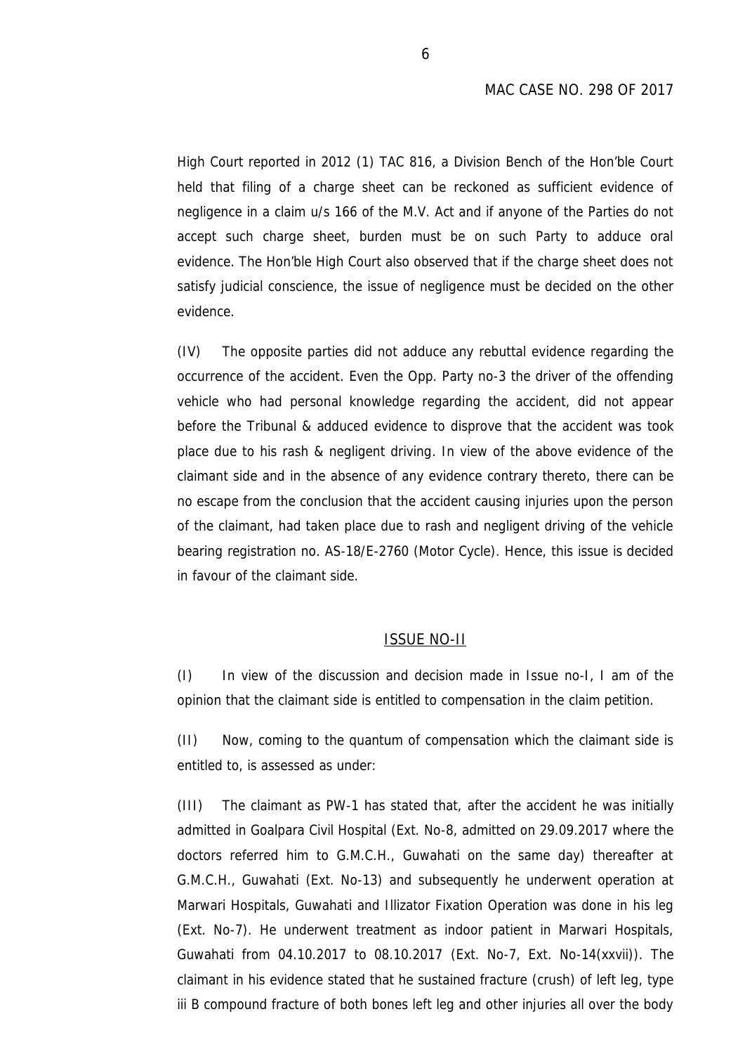High Court reported in 2012 (1) TAC 816, a Division Bench of the Hon'ble Court held that filing of a charge sheet can be reckoned as sufficient evidence of negligence in a claim u/s 166 of the M.V. Act and if anyone of the Parties do not accept such charge sheet, burden must be on such Party to adduce oral evidence. The Hon'ble High Court also observed that if the charge sheet does not satisfy judicial conscience, the issue of negligence must be decided on the other evidence.

(IV) The opposite parties did not adduce any rebuttal evidence regarding the occurrence of the accident. Even the Opp. Party no-3 the driver of the offending vehicle who had personal knowledge regarding the accident, did not appear before the Tribunal & adduced evidence to disprove that the accident was took place due to his rash & negligent driving. In view of the above evidence of the claimant side and in the absence of any evidence contrary thereto, there can be no escape from the conclusion that the accident causing injuries upon the person of the claimant, had taken place due to rash and negligent driving of the vehicle bearing registration no. AS-18/E-2760 (Motor Cycle). Hence, this issue is decided in favour of the claimant side.

## ISSUE NO-II

(I) In view of the discussion and decision made in Issue no-I, I am of the opinion that the claimant side is entitled to compensation in the claim petition.

(II) Now, coming to the quantum of compensation which the claimant side is entitled to, is assessed as under:

(III) The claimant as PW-1 has stated that, after the accident he was initially admitted in Goalpara Civil Hospital (Ext. No-8, admitted on 29.09.2017 where the doctors referred him to G.M.C.H., Guwahati on the same day) thereafter at G.M.C.H., Guwahati (Ext. No-13) and subsequently he underwent operation at Marwari Hospitals, Guwahati and Illizator Fixation Operation was done in his leg (Ext. No-7). He underwent treatment as indoor patient in Marwari Hospitals, Guwahati from 04.10.2017 to 08.10.2017 (Ext. No-7, Ext. No-14(xxvii)). The claimant in his evidence stated that he sustained fracture (crush) of left leg, type iii B compound fracture of both bones left leg and other injuries all over the body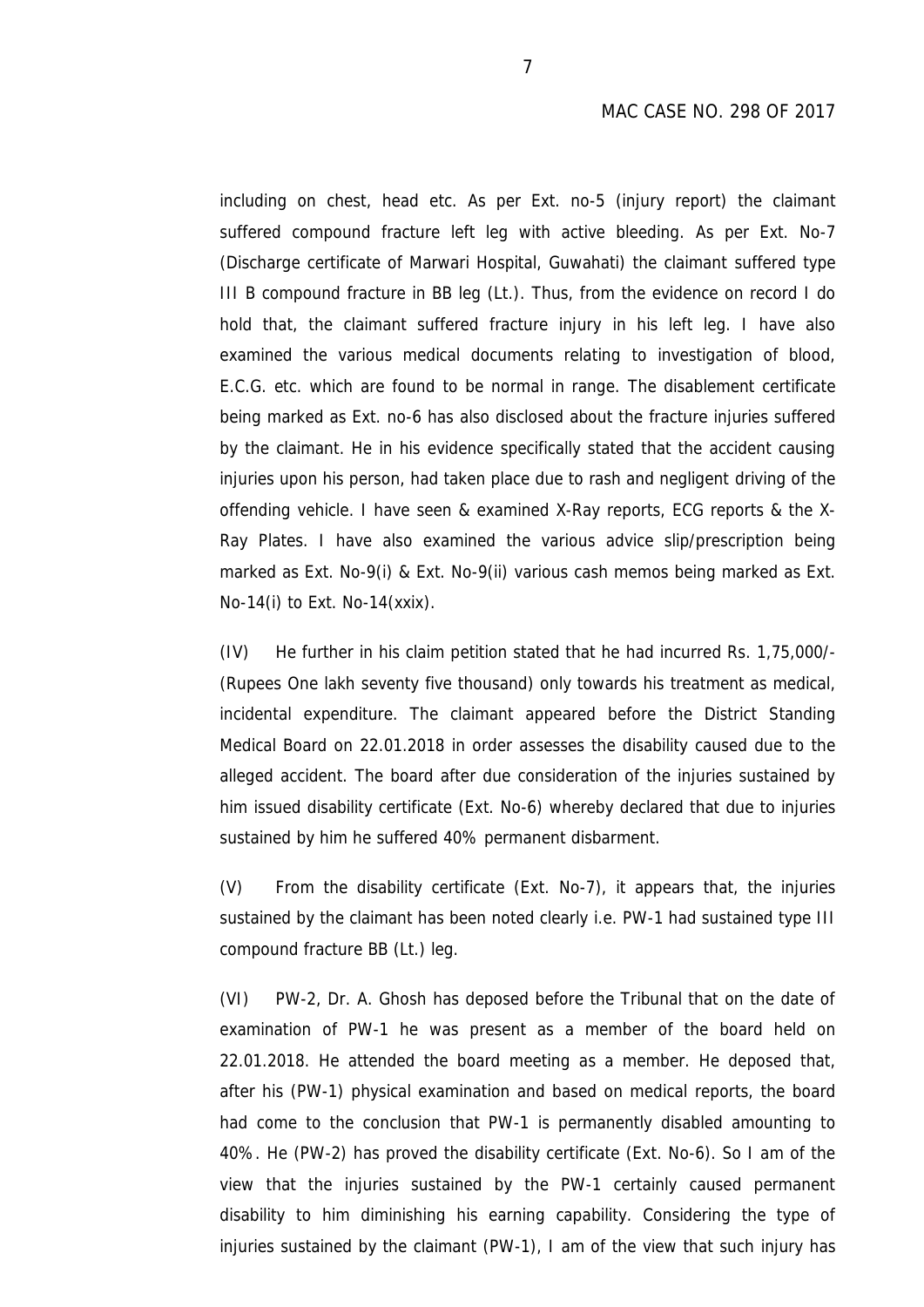including on chest, head etc. As per Ext. no-5 (injury report) the claimant suffered compound fracture left leg with active bleeding. As per Ext. No-7 (Discharge certificate of Marwari Hospital, Guwahati) the claimant suffered type III B compound fracture in BB leg (Lt.). Thus, from the evidence on record I do hold that, the claimant suffered fracture injury in his left leg. I have also examined the various medical documents relating to investigation of blood, E.C.G. etc. which are found to be normal in range. The disablement certificate being marked as Ext. no-6 has also disclosed about the fracture injuries suffered by the claimant. He in his evidence specifically stated that the accident causing injuries upon his person, had taken place due to rash and negligent driving of the offending vehicle. I have seen & examined X-Ray reports, ECG reports & the X-Ray Plates. I have also examined the various advice slip/prescription being marked as Ext. No-9(i) & Ext. No-9(ii) various cash memos being marked as Ext. No-14(i) to Ext. No-14(xxix).

(IV) He further in his claim petition stated that he had incurred Rs. 1,75,000/- (Rupees One lakh seventy five thousand) only towards his treatment as medical, incidental expenditure. The claimant appeared before the District Standing Medical Board on 22.01.2018 in order assesses the disability caused due to the alleged accident. The board after due consideration of the injuries sustained by him issued disability certificate (Ext. No-6) whereby declared that due to injuries sustained by him he suffered 40% permanent disbarment.

(V) From the disability certificate (Ext. No-7), it appears that, the injuries sustained by the claimant has been noted clearly i.e. PW-1 had sustained type III compound fracture BB (Lt.) leg.

(VI) PW-2, Dr. A. Ghosh has deposed before the Tribunal that on the date of examination of PW-1 he was present as a member of the board held on 22.01.2018. He attended the board meeting as a member. He deposed that, after his (PW-1) physical examination and based on medical reports, the board had come to the conclusion that PW-1 is permanently disabled amounting to 40%. He (PW-2) has proved the disability certificate (Ext. No-6). So I am of the view that the injuries sustained by the PW-1 certainly caused permanent disability to him diminishing his earning capability. Considering the type of injuries sustained by the claimant (PW-1), I am of the view that such injury has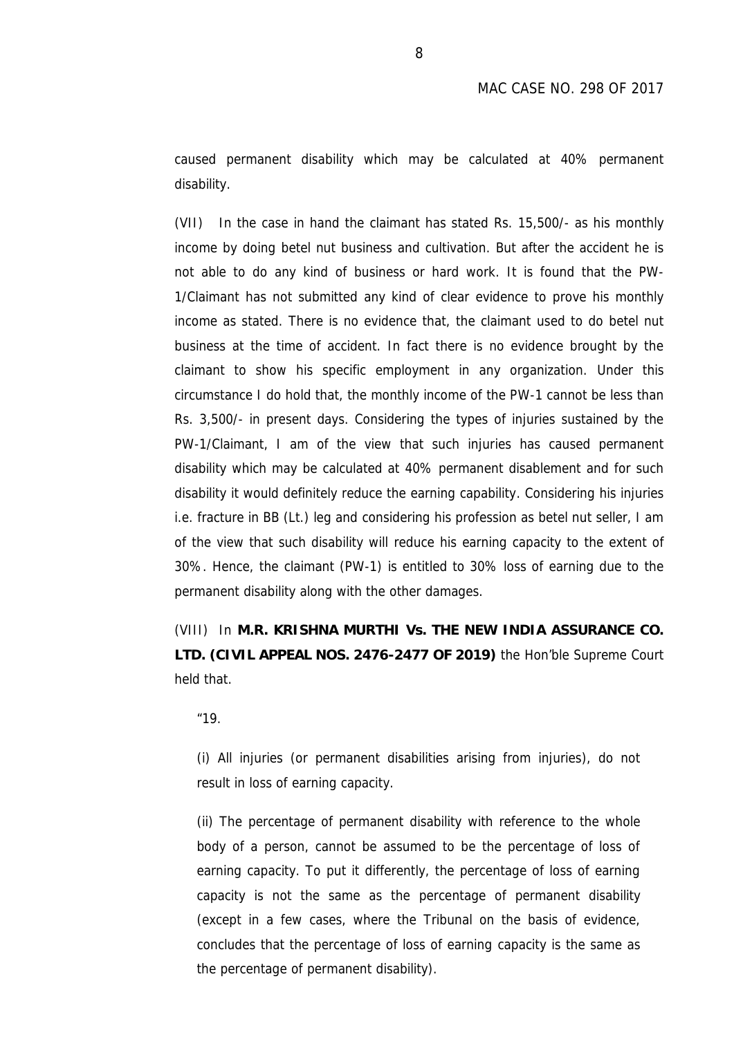caused permanent disability which may be calculated at 40% permanent disability.

(VII) In the case in hand the claimant has stated Rs. 15,500/- as his monthly income by doing betel nut business and cultivation. But after the accident he is not able to do any kind of business or hard work. It is found that the PW-1/Claimant has not submitted any kind of clear evidence to prove his monthly income as stated. There is no evidence that, the claimant used to do betel nut business at the time of accident. In fact there is no evidence brought by the claimant to show his specific employment in any organization. Under this circumstance I do hold that, the monthly income of the PW-1 cannot be less than Rs. 3,500/- in present days. Considering the types of injuries sustained by the PW-1/Claimant, I am of the view that such injuries has caused permanent disability which may be calculated at 40% permanent disablement and for such disability it would definitely reduce the earning capability. Considering his injuries i.e. fracture in BB (Lt.) leg and considering his profession as betel nut seller, I am of the view that such disability will reduce his earning capacity to the extent of 30%. Hence, the claimant (PW-1) is entitled to 30% loss of earning due to the permanent disability along with the other damages.

(VIII) In **M.R. KRISHNA MURTHI Vs. THE NEW INDIA ASSURANCE CO. LTD. (CIVIL APPEAL NOS. 2476-2477 OF 2019)** the Hon'ble Supreme Court held that.

> "19.
>
> (i) All injuries (or permanent disabilities arising from injuries), do not result in loss of earning capacity.
>
> (ii) The percentage of permanent disability with reference to the whole body of a person, cannot be assumed to be the percentage of loss of earning capacity. To put it differently, the percentage of loss of earning capacity is not the same as the percentage of permanent disability (except in a few cases, where the Tribunal on the basis of evidence, concludes that the percentage of loss of earning capacity is the same as the percentage of permanent disability).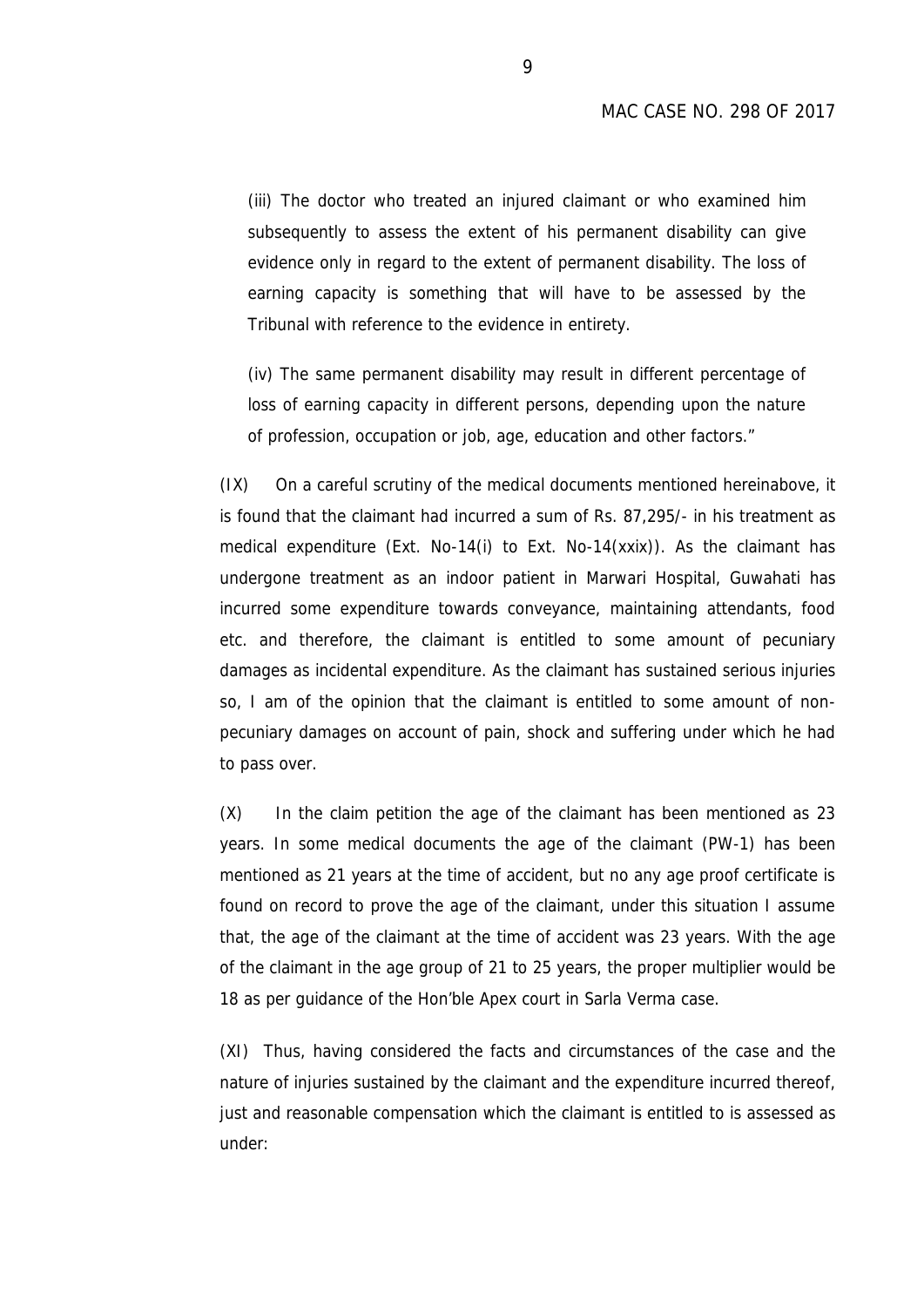(iii) The doctor who treated an injured claimant or who examined him subsequently to assess the extent of his permanent disability can give evidence only in regard to the extent of permanent disability. The loss of earning capacity is something that will have to be assessed by the Tribunal with reference to the evidence in entirety.

(iv) The same permanent disability may result in different percentage of loss of earning capacity in different persons, depending upon the nature of profession, occupation or job, age, education and other factors."

(IX) On a careful scrutiny of the medical documents mentioned hereinabove, it is found that the claimant had incurred a sum of Rs. 87,295/- in his treatment as medical expenditure (Ext. No-14(i) to Ext. No-14(xxix)). As the claimant has undergone treatment as an indoor patient in Marwari Hospital, Guwahati has incurred some expenditure towards conveyance, maintaining attendants, food etc. and therefore, the claimant is entitled to some amount of pecuniary damages as incidental expenditure. As the claimant has sustained serious injuries so, I am of the opinion that the claimant is entitled to some amount of non-pecuniary damages on account of pain, shock and suffering under which he had to pass over.

(X) In the claim petition the age of the claimant has been mentioned as 23 years. In some medical documents the age of the claimant (PW-1) has been mentioned as 21 years at the time of accident, but no any age proof certificate is found on record to prove the age of the claimant, under this situation I assume that, the age of the claimant at the time of accident was 23 years. With the age of the claimant in the age group of 21 to 25 years, the proper multiplier would be 18 as per guidance of the Hon'ble Apex court in Sarla Verma case.

(XI) Thus, having considered the facts and circumstances of the case and the nature of injuries sustained by the claimant and the expenditure incurred thereof, just and reasonable compensation which the claimant is entitled to is assessed as under: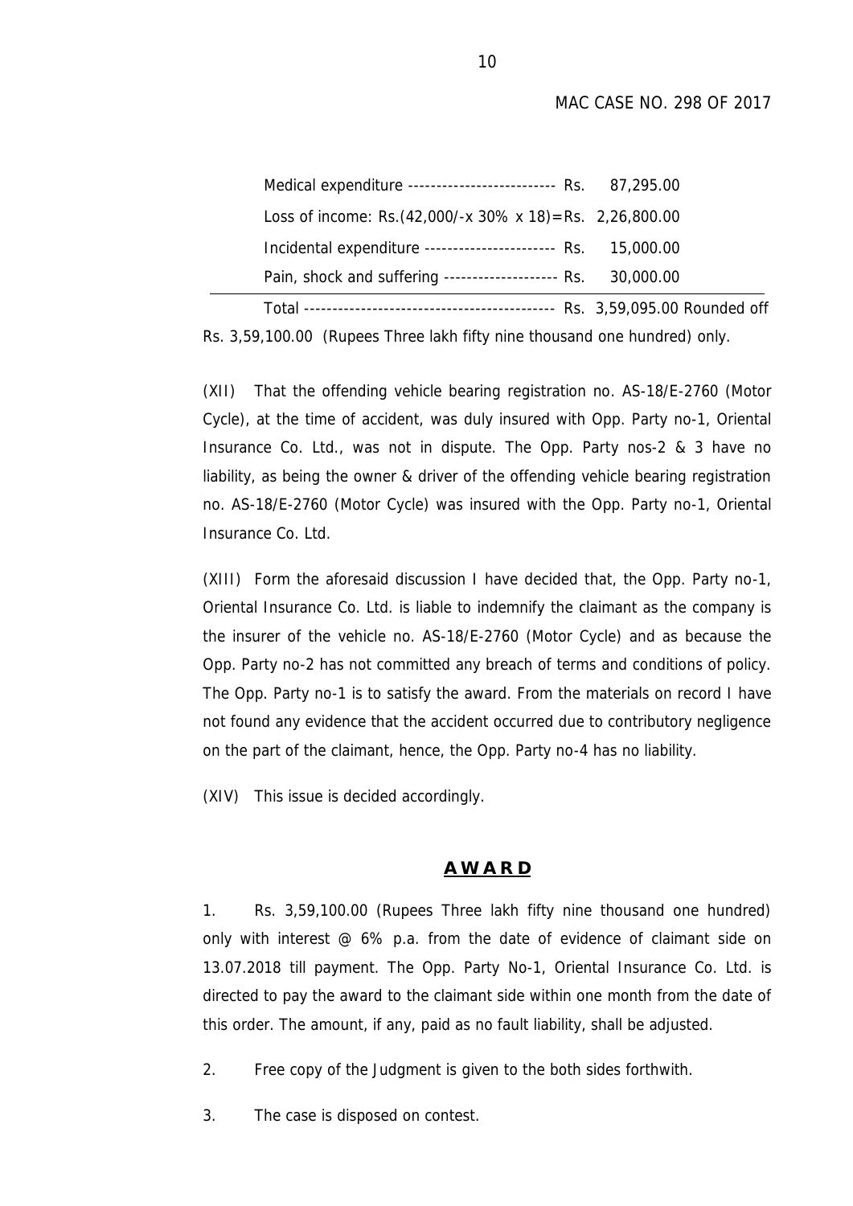Medical expenditure -------------------------- Rs. 87,295.00

Loss of income: Rs.(42,000/-x 30% x 18)=Rs. 2,26,800.00

Incidental expenditure ----------------------- Rs. 15,000.00

Pain, shock and suffering -------------------- Rs. 30,000.00

---

Total ------------------------------------------- Rs. 3,59,095.00 Rounded off Rs. 3,59,100.00 (Rupees Three lakh fifty nine thousand one hundred) only.

(XII) That the offending vehicle bearing registration no. AS-18/E-2760 (Motor Cycle), at the time of accident, was duly insured with Opp. Party no-1, Oriental Insurance Co. Ltd., was not in dispute. The Opp. Party nos-2 & 3 have no liability, as being the owner & driver of the offending vehicle bearing registration no. AS-18/E-2760 (Motor Cycle) was insured with the Opp. Party no-1, Oriental Insurance Co. Ltd.

(XIII) Form the aforesaid discussion I have decided that, the Opp. Party no-1, Oriental Insurance Co. Ltd. is liable to indemnify the claimant as the company is the insurer of the vehicle no. AS-18/E-2760 (Motor Cycle) and as because the Opp. Party no-2 has not committed any breach of terms and conditions of policy. The Opp. Party no-1 is to satisfy the award. From the materials on record I have not found any evidence that the accident occurred due to contributory negligence on the part of the claimant, hence, the Opp. Party no-4 has no liability.

(XIV) This issue is decided accordingly.

## **A W A R D**

1. Rs. 3,59,100.00 (Rupees Three lakh fifty nine thousand one hundred) only with interest @ 6% p.a. from the date of evidence of claimant side on 13.07.2018 till payment. The Opp. Party No-1, Oriental Insurance Co. Ltd. is directed to pay the award to the claimant side within one month from the date of this order. The amount, if any, paid as no fault liability, shall be adjusted.

2. Free copy of the Judgment is given to the both sides forthwith.

3. The case is disposed on contest.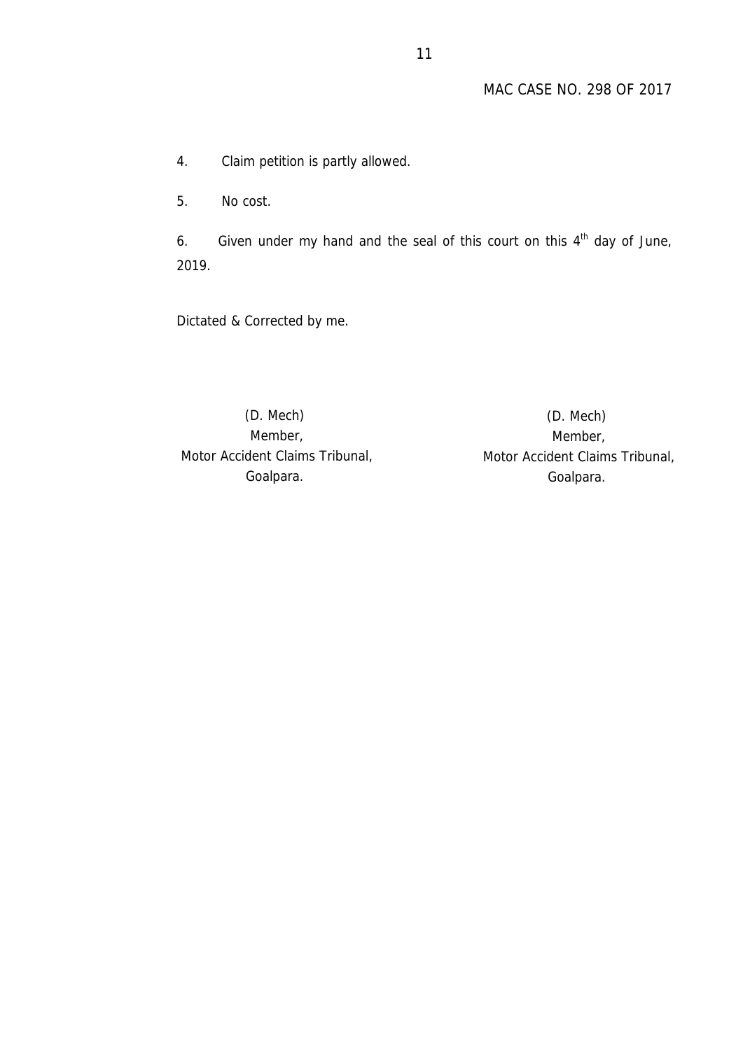4. Claim petition is partly allowed.

5. No cost.

6. Given under my hand and the seal of this court on this 4th day of June, 2019.

Dictated & Corrected by me.

(D. Mech)
Member,
Motor Accident Claims Tribunal,
Goalpara.

(D. Mech)
Member,
Motor Accident Claims Tribunal,
Goalpara.